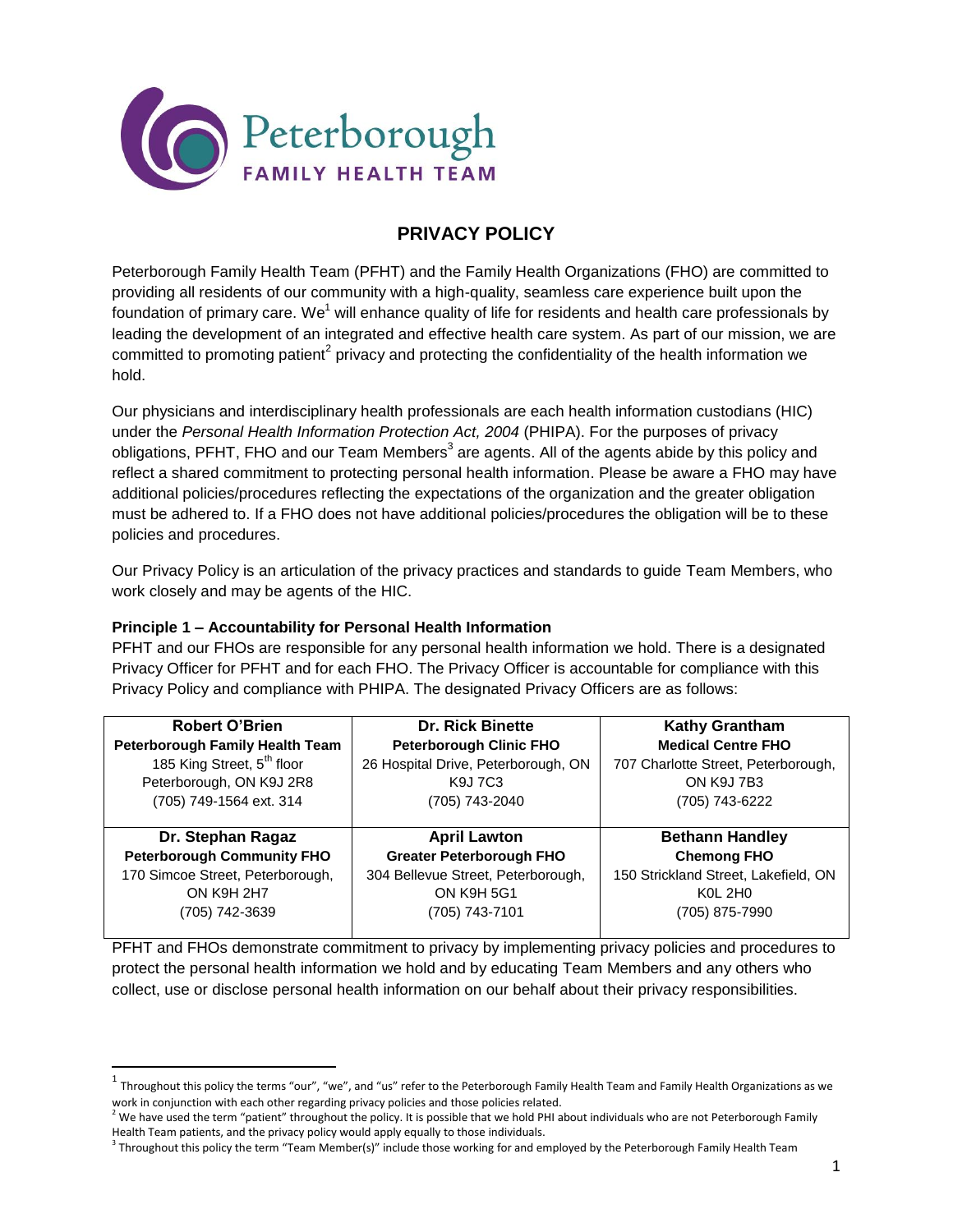# PRIVACY POLICY

Peterborough Family Health Team (PFHT) and the Family Health Organizations (FHO) are committed to providing all residents of our community with a high-quality, seamless care experience built upon the foundation of primary care. We[1] will enhance quality of life for residents and health care professionals by leading the development of an integrated and effective health care system. As part of our mission, we are committed to promoting patient[2] privacy and protecting the confidentiality of the health information we hold.

Our physicians and interdisciplinary health professionals are each health information custodians (HIC) under the *Personal Health Information Protection Act, 2004* (PHIPA). For the purposes of privacy obligations, PFHT, FHO and our Team Members[3] are agents. All of the agents abide by this policy and reflect a shared commitment to protecting personal health information. Please be aware a FHO may have additional policies/procedures reflecting the expectations of the organization and the greater obligation must be adhered to. If a FHO does not have additional policies/procedures the obligation will be to these policies and procedures.

Our Privacy Policy is an articulation of the privacy practices and standards to guide Team Members, who work closely and may be agents of the HIC.

**Principle 1 – Accountability for Personal Health Information**

PFHT and our FHOs are responsible for any personal health information we hold. There is a designated Privacy Officer for PFHT and for each FHO. The Privacy Officer is accountable for compliance with this Privacy Policy and compliance with PHIPA. The designated Privacy Officers are as follows:

| | | |
|---|---|---|
| **Robert O'Brien**<br>**Peterborough Family Health Team**<br>185 King Street, 5th floor<br>Peterborough, ON K9J 2R8<br>(705) 749-1564 ext. 314 | **Dr. Rick Binette**<br>**Peterborough Clinic FHO**<br>26 Hospital Drive, Peterborough, ON K9J 7C3<br>(705) 743-2040 | **Kathy Grantham**<br>**Medical Centre FHO**<br>707 Charlotte Street, Peterborough, ON K9J 7B3<br>(705) 743-6222 |
| **Dr. Stephan Ragaz**<br>**Peterborough Community FHO**<br>170 Simcoe Street, Peterborough, ON K9H 2H7<br>(705) 742-3639 | **April Lawton**<br>**Greater Peterborough FHO**<br>304 Bellevue Street, Peterborough, ON K9H 5G1<br>(705) 743-7101 | **Bethann Handley**<br>**Chemong FHO**<br>150 Strickland Street, Lakefield, ON K0L 2H0<br>(705) 875-7990 |

PFHT and FHOs demonstrate commitment to privacy by implementing privacy policies and procedures to protect the personal health information we hold and by educating Team Members and any others who collect, use or disclose personal health information on our behalf about their privacy responsibilities.

---

[1] Throughout this policy the terms "our", "we", and "us" refer to the Peterborough Family Health Team and Family Health Organizations as we work in conjunction with each other regarding privacy policies and those policies related.

[2] We have used the term "patient" throughout the policy. It is possible that we hold PHI about individuals who are not Peterborough Family Health Team patients, and the privacy policy would apply equally to those individuals.

[3] Throughout this policy the term "Team Member(s)" include those working for and employed by the Peterborough Family Health Team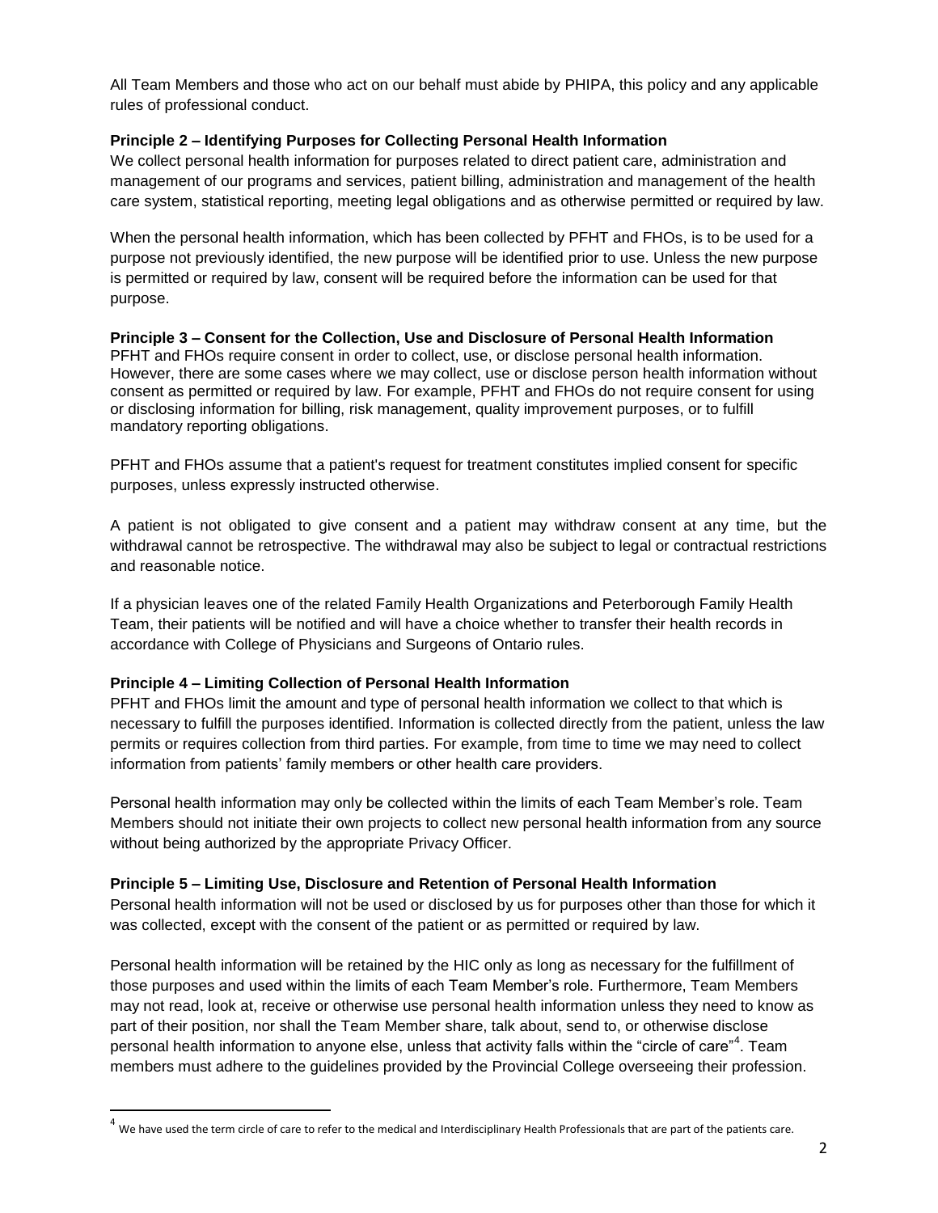All Team Members and those who act on our behalf must abide by PHIPA, this policy and any applicable rules of professional conduct.

**Principle 2 – Identifying Purposes for Collecting Personal Health Information**

We collect personal health information for purposes related to direct patient care, administration and management of our programs and services, patient billing, administration and management of the health care system, statistical reporting, meeting legal obligations and as otherwise permitted or required by law.

When the personal health information, which has been collected by PFHT and FHOs, is to be used for a purpose not previously identified, the new purpose will be identified prior to use. Unless the new purpose is permitted or required by law, consent will be required before the information can be used for that purpose.

**Principle 3 – Consent for the Collection, Use and Disclosure of Personal Health Information**

PFHT and FHOs require consent in order to collect, use, or disclose personal health information. However, there are some cases where we may collect, use or disclose person health information without consent as permitted or required by law. For example, PFHT and FHOs do not require consent for using or disclosing information for billing, risk management, quality improvement purposes, or to fulfill mandatory reporting obligations.

PFHT and FHOs assume that a patient's request for treatment constitutes implied consent for specific purposes, unless expressly instructed otherwise.

A patient is not obligated to give consent and a patient may withdraw consent at any time, but the withdrawal cannot be retrospective. The withdrawal may also be subject to legal or contractual restrictions and reasonable notice.

If a physician leaves one of the related Family Health Organizations and Peterborough Family Health Team, their patients will be notified and will have a choice whether to transfer their health records in accordance with College of Physicians and Surgeons of Ontario rules.

**Principle 4 – Limiting Collection of Personal Health Information**

PFHT and FHOs limit the amount and type of personal health information we collect to that which is necessary to fulfill the purposes identified. Information is collected directly from the patient, unless the law permits or requires collection from third parties. For example, from time to time we may need to collect information from patients' family members or other health care providers.

Personal health information may only be collected within the limits of each Team Member's role. Team Members should not initiate their own projects to collect new personal health information from any source without being authorized by the appropriate Privacy Officer.

**Principle 5 – Limiting Use, Disclosure and Retention of Personal Health Information**

Personal health information will not be used or disclosed by us for purposes other than those for which it was collected, except with the consent of the patient or as permitted or required by law.

Personal health information will be retained by the HIC only as long as necessary for the fulfillment of those purposes and used within the limits of each Team Member's role. Furthermore, Team Members may not read, look at, receive or otherwise use personal health information unless they need to know as part of their position, nor shall the Team Member share, talk about, send to, or otherwise disclose personal health information to anyone else, unless that activity falls within the "circle of care"[4]. Team members must adhere to the guidelines provided by the Provincial College overseeing their profession.

[4] We have used the term circle of care to refer to the medical and Interdisciplinary Health Professionals that are part of the patients care.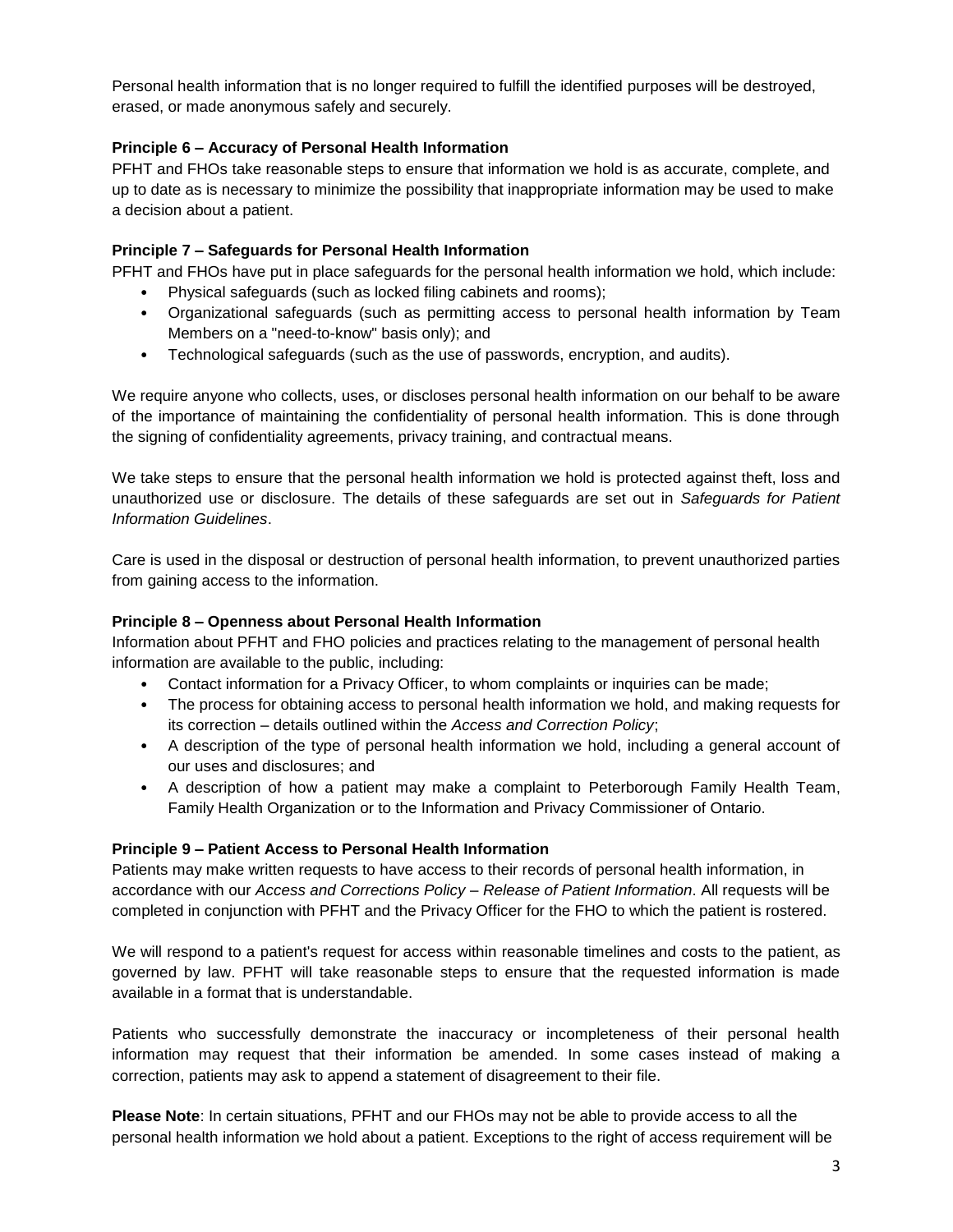Personal health information that is no longer required to fulfill the identified purposes will be destroyed, erased, or made anonymous safely and securely.

**Principle 6 – Accuracy of Personal Health Information**

PFHT and FHOs take reasonable steps to ensure that information we hold is as accurate, complete, and up to date as is necessary to minimize the possibility that inappropriate information may be used to make a decision about a patient.

**Principle 7 – Safeguards for Personal Health Information**

PFHT and FHOs have put in place safeguards for the personal health information we hold, which include:

- Physical safeguards (such as locked filing cabinets and rooms);
- Organizational safeguards (such as permitting access to personal health information by Team Members on a "need-to-know" basis only); and
- Technological safeguards (such as the use of passwords, encryption, and audits).

We require anyone who collects, uses, or discloses personal health information on our behalf to be aware of the importance of maintaining the confidentiality of personal health information. This is done through the signing of confidentiality agreements, privacy training, and contractual means.

We take steps to ensure that the personal health information we hold is protected against theft, loss and unauthorized use or disclosure. The details of these safeguards are set out in *Safeguards for Patient Information Guidelines*.

Care is used in the disposal or destruction of personal health information, to prevent unauthorized parties from gaining access to the information.

**Principle 8 – Openness about Personal Health Information**

Information about PFHT and FHO policies and practices relating to the management of personal health information are available to the public, including:

- Contact information for a Privacy Officer, to whom complaints or inquiries can be made;
- The process for obtaining access to personal health information we hold, and making requests for its correction – details outlined within the *Access and Correction Policy*;
- A description of the type of personal health information we hold, including a general account of our uses and disclosures; and
- A description of how a patient may make a complaint to Peterborough Family Health Team, Family Health Organization or to the Information and Privacy Commissioner of Ontario.

**Principle 9 – Patient Access to Personal Health Information**

Patients may make written requests to have access to their records of personal health information, in accordance with our *Access and Corrections Policy – Release of Patient Information*. All requests will be completed in conjunction with PFHT and the Privacy Officer for the FHO to which the patient is rostered.

We will respond to a patient's request for access within reasonable timelines and costs to the patient, as governed by law. PFHT will take reasonable steps to ensure that the requested information is made available in a format that is understandable.

Patients who successfully demonstrate the inaccuracy or incompleteness of their personal health information may request that their information be amended. In some cases instead of making a correction, patients may ask to append a statement of disagreement to their file.

**Please Note**: In certain situations, PFHT and our FHOs may not be able to provide access to all the personal health information we hold about a patient. Exceptions to the right of access requirement will be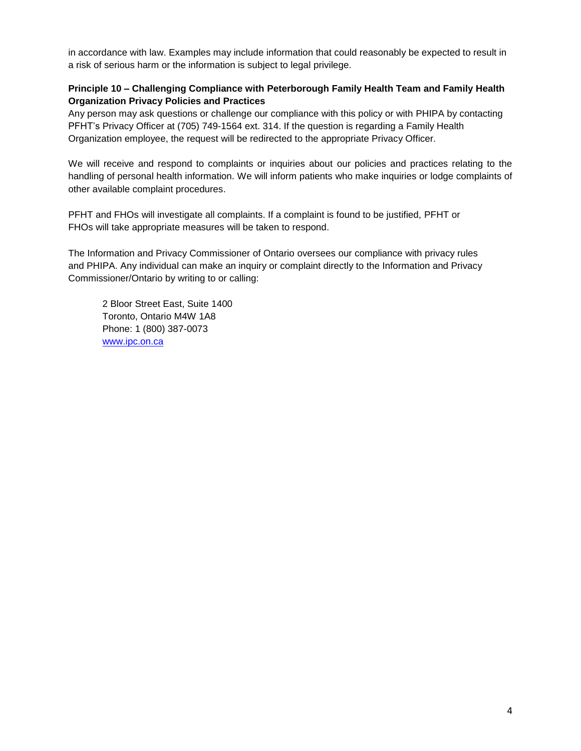in accordance with law. Examples may include information that could reasonably be expected to result in a risk of serious harm or the information is subject to legal privilege.

**Principle 10 – Challenging Compliance with Peterborough Family Health Team and Family Health Organization Privacy Policies and Practices**

Any person may ask questions or challenge our compliance with this policy or with PHIPA by contacting PFHT's Privacy Officer at (705) 749-1564 ext. 314. If the question is regarding a Family Health Organization employee, the request will be redirected to the appropriate Privacy Officer.

We will receive and respond to complaints or inquiries about our policies and practices relating to the handling of personal health information. We will inform patients who make inquiries or lodge complaints of other available complaint procedures.

PFHT and FHOs will investigate all complaints. If a complaint is found to be justified, PFHT or FHOs will take appropriate measures will be taken to respond.

The Information and Privacy Commissioner of Ontario oversees our compliance with privacy rules and PHIPA. Any individual can make an inquiry or complaint directly to the Information and Privacy Commissioner/Ontario by writing to or calling:

2 Bloor Street East, Suite 1400
Toronto, Ontario M4W 1A8
Phone: 1 (800) 387-0073
[www.ipc.on.ca](http://www.ipc.on.ca)